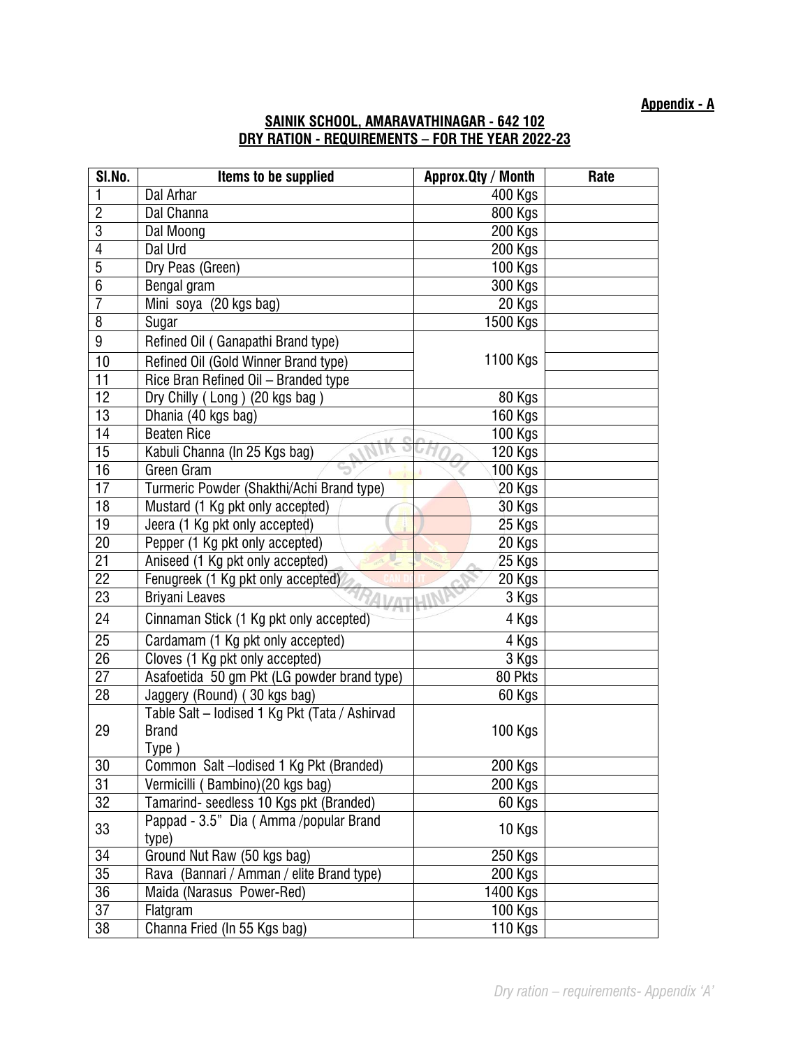**Appendix - A**

## SAINIK SCHOOL, AMARAVATHINAGAR - 642 102
## DRY RATION - REQUIREMENTS – FOR THE YEAR 2022-23

| Sl.No. | Items to be supplied | Approx.Qty / Month | Rate |
|---|---|---|---|
| 1 | Dal Arhar | 400 Kgs | |
| 2 | Dal Channa | 800 Kgs | |
| 3 | Dal Moong | 200 Kgs | |
| 4 | Dal Urd | 200 Kgs | |
| 5 | Dry Peas (Green) | 100 Kgs | |
| 6 | Bengal gram | 300 Kgs | |
| 7 | Mini soya (20 kgs bag) | 20 Kgs | |
| 8 | Sugar | 1500 Kgs | |
| 9 | Refined Oil ( Ganapathi Brand type) | 1100 Kgs | |
| 10 | Refined Oil (Gold Winner Brand type) | | |
| 11 | Rice Bran Refined Oil – Branded type | | |
| 12 | Dry Chilly ( Long ) (20 kgs bag ) | 80 Kgs | |
| 13 | Dhania (40 kgs bag) | 160 Kgs | |
| 14 | Beaten Rice | 100 Kgs | |
| 15 | Kabuli Channa (In 25 Kgs bag) | 120 Kgs | |
| 16 | Green Gram | 100 Kgs | |
| 17 | Turmeric Powder (Shakthi/Achi Brand type) | 20 Kgs | |
| 18 | Mustard (1 Kg pkt only accepted) | 30 Kgs | |
| 19 | Jeera (1 Kg pkt only accepted) | 25 Kgs | |
| 20 | Pepper (1 Kg pkt only accepted) | 20 Kgs | |
| 21 | Aniseed (1 Kg pkt only accepted) | 25 Kgs | |
| 22 | Fenugreek (1 Kg pkt only accepted) | 20 Kgs | |
| 23 | Briyani Leaves | 3 Kgs | |
| 24 | Cinnaman Stick (1 Kg pkt only accepted) | 4 Kgs | |
| 25 | Cardamam (1 Kg pkt only accepted) | 4 Kgs | |
| 26 | Cloves (1 Kg pkt only accepted) | 3 Kgs | |
| 27 | Asafoetida 50 gm Pkt (LG powder brand type) | 80 Pkts | |
| 28 | Jaggery (Round) ( 30 kgs bag) | 60 Kgs | |
| 29 | Table Salt – Iodised 1 Kg Pkt (Tata / Ashirvad Brand Type ) | 100 Kgs | |
| 30 | Common Salt –Iodised 1 Kg Pkt (Branded) | 200 Kgs | |
| 31 | Vermicilli ( Bambino)(20 kgs bag) | 200 Kgs | |
| 32 | Tamarind- seedless 10 Kgs pkt (Branded) | 60 Kgs | |
| 33 | Pappad - 3.5" Dia ( Amma /popular Brand type) | 10 Kgs | |
| 34 | Ground Nut Raw (50 kgs bag) | 250 Kgs | |
| 35 | Rava (Bannari / Amman / elite Brand type) | 200 Kgs | |
| 36 | Maida (Narasus Power-Red) | 1400 Kgs | |
| 37 | Flatgram | 100 Kgs | |
| 38 | Channa Fried (In 55 Kgs bag) | 110 Kgs | |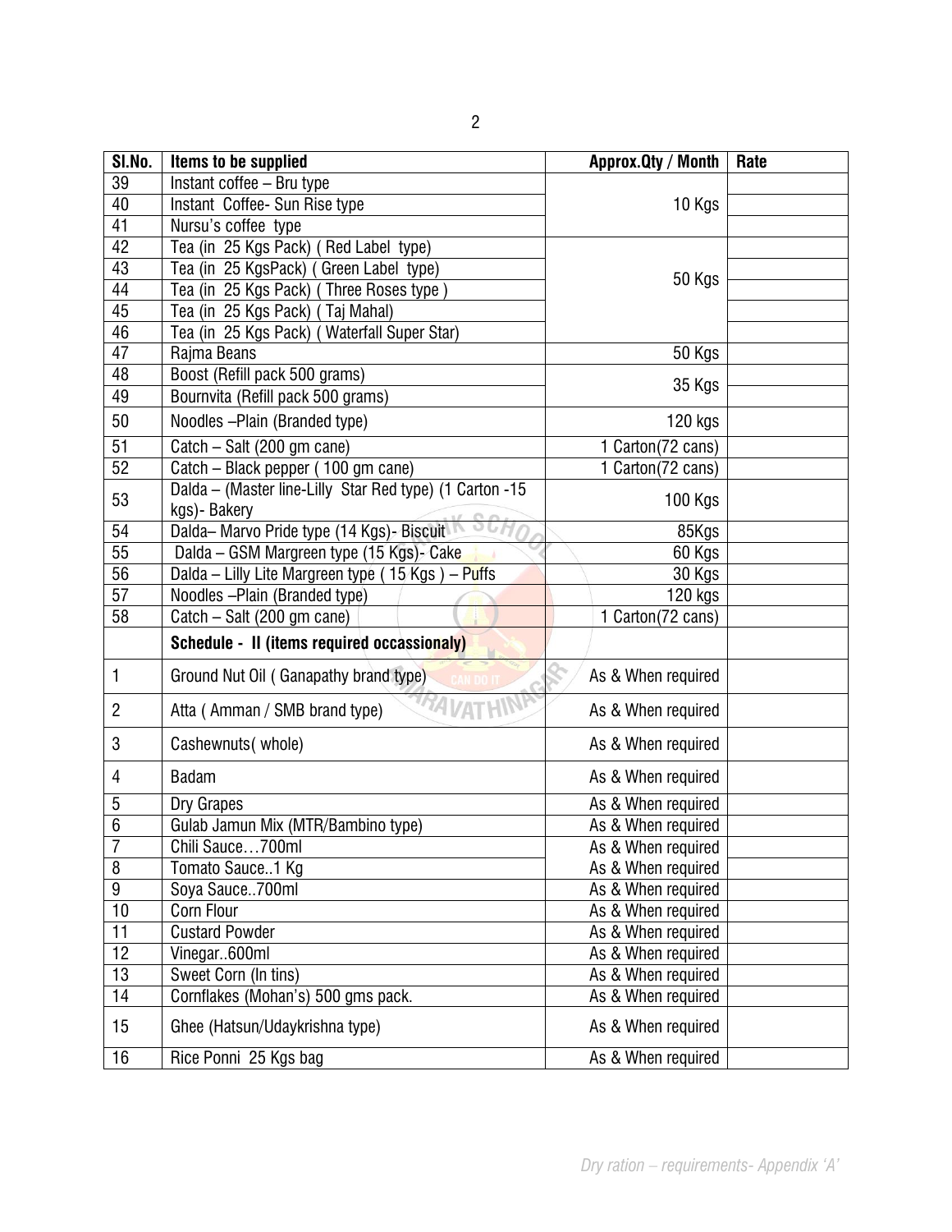| Sl.No. | Items to be supplied | Approx.Qty / Month | Rate |
|---|---|---|---|
| 39 | Instant coffee – Bru type | 10 Kgs | |
| 40 | Instant Coffee- Sun Rise type | | |
| 41 | Nursu's coffee type | | |
| 42 | Tea (in 25 Kgs Pack) ( Red Label type) | 50 Kgs | |
| 43 | Tea (in 25 KgsPack) ( Green Label type) | | |
| 44 | Tea (in 25 Kgs Pack) ( Three Roses type ) | | |
| 45 | Tea (in 25 Kgs Pack) ( Taj Mahal) | | |
| 46 | Tea (in 25 Kgs Pack) ( Waterfall Super Star) | | |
| 47 | Rajma Beans | 50 Kgs | |
| 48 | Boost (Refill pack 500 grams) | 35 Kgs | |
| 49 | Bournvita (Refill pack 500 grams) | | |
| 50 | Noodles –Plain (Branded type) | 120 kgs | |
| 51 | Catch – Salt (200 gm cane) | 1 Carton(72 cans) | |
| 52 | Catch – Black pepper ( 100 gm cane) | 1 Carton(72 cans) | |
| 53 | Dalda – (Master line-Lilly Star Red type) (1 Carton -15 kgs)- Bakery | 100 Kgs | |
| 54 | Dalda– Marvo Pride type (14 Kgs)- Biscuit | 85Kgs | |
| 55 | Dalda – GSM Margreen type (15 Kgs)- Cake | 60 Kgs | |
| 56 | Dalda – Lilly Lite Margreen type ( 15 Kgs ) – Puffs | 30 Kgs | |
| 57 | Noodles –Plain (Branded type) | 120 kgs | |
| 58 | Catch – Salt (200 gm cane) | 1 Carton(72 cans) | |
| | **Schedule - II (items required occassionaly)** | | |
| 1 | Ground Nut Oil ( Ganapathy brand type) | As & When required | |
| 2 | Atta ( Amman / SMB brand type) | As & When required | |
| 3 | Cashewnuts( whole) | As & When required | |
| 4 | Badam | As & When required | |
| 5 | Dry Grapes | As & When required | |
| 6 | Gulab Jamun Mix (MTR/Bambino type) | As & When required | |
| 7 | Chili Sauce…700ml | As & When required | |
| 8 | Tomato Sauce..1 Kg | As & When required | |
| 9 | Soya Sauce..700ml | As & When required | |
| 10 | Corn Flour | As & When required | |
| 11 | Custard Powder | As & When required | |
| 12 | Vinegar..600ml | As & When required | |
| 13 | Sweet Corn (In tins) | As & When required | |
| 14 | Cornflakes (Mohan's) 500 gms pack. | As & When required | |
| 15 | Ghee (Hatsun/Udaykrishna type) | As & When required | |
| 16 | Rice Ponni 25 Kgs bag | As & When required | |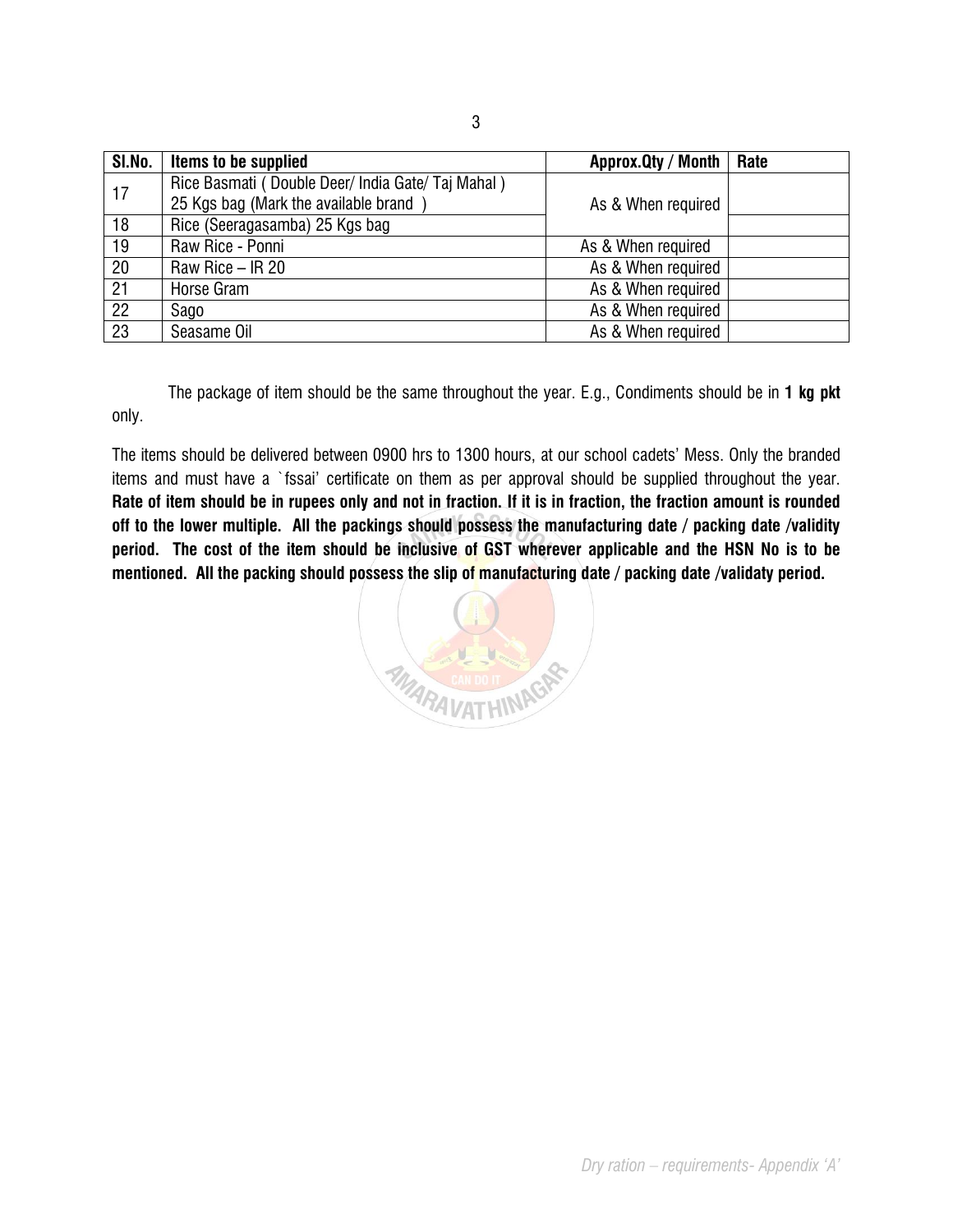| Sl.No. | Items to be supplied | Approx.Qty / Month | Rate |
|---|---|---|---|
| 17 | Rice Basmati ( Double Deer/ India Gate/ Taj Mahal ) 25 Kgs bag (Mark the available brand ) | As & When required | |
| 18 | Rice (Seeragasamba) 25 Kgs bag | | |
| 19 | Raw Rice - Ponni | As & When required | |
| 20 | Raw Rice – IR 20 | As & When required | |
| 21 | Horse Gram | As & When required | |
| 22 | Sago | As & When required | |
| 23 | Seasame Oil | As & When required | |

The package of item should be the same throughout the year. E.g., Condiments should be in **1 kg pkt** only.

The items should be delivered between 0900 hrs to 1300 hours, at our school cadets' Mess. Only the branded items and must have a `fssai' certificate on them as per approval should be supplied throughout the year. **Rate of item should be in rupees only and not in fraction. If it is in fraction, the fraction amount is rounded off to the lower multiple. All the packings should possess the manufacturing date / packing date /validity period. The cost of the item should be inclusive of GST wherever applicable and the HSN No is to be mentioned. All the packing should possess the slip of manufacturing date / packing date /validaty period.**